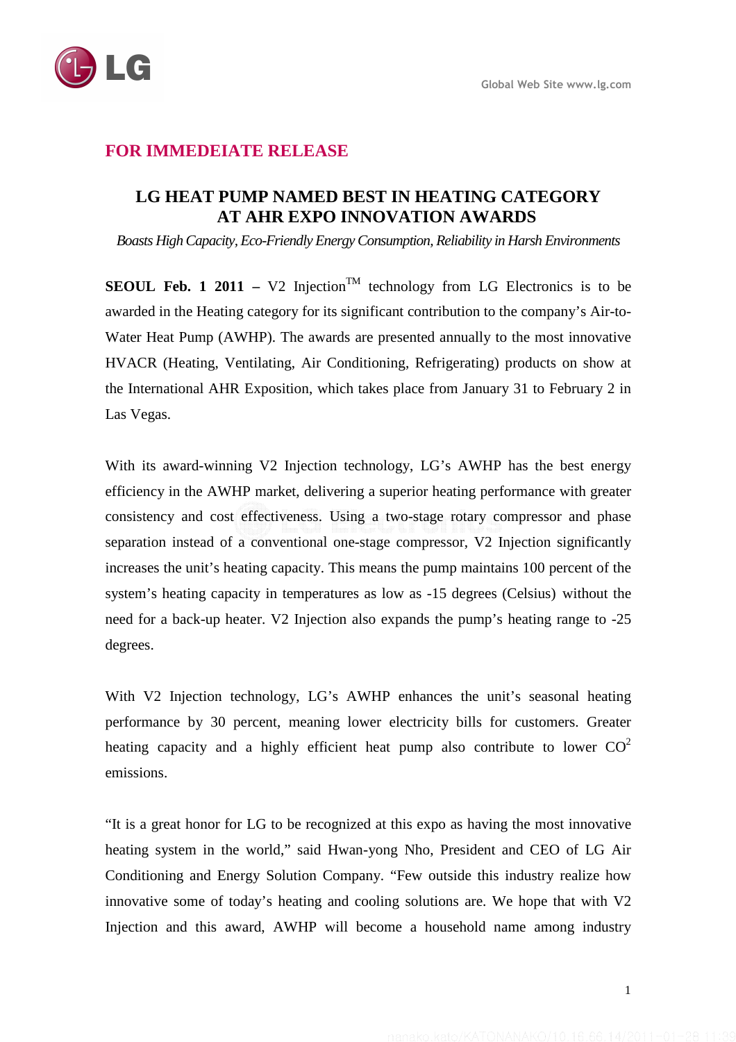Global Web Site www.lg.com

**FOR IMMEDEIATE RELEASE**

# LG HEAT PUMP NAMED BEST IN HEATING CATEGORY AT AHR EXPO INNOVATION AWARDS

*Boasts High Capacity, Eco-Friendly Energy Consumption, Reliability in Harsh Environments*

**SEOUL Feb. 1 2011 –** V2 Injection™ technology from LG Electronics is to be awarded in the Heating category for its significant contribution to the company's Air-to-Water Heat Pump (AWHP). The awards are presented annually to the most innovative HVACR (Heating, Ventilating, Air Conditioning, Refrigerating) products on show at the International AHR Exposition, which takes place from January 31 to February 2 in Las Vegas.

With its award-winning V2 Injection technology, LG's AWHP has the best energy efficiency in the AWHP market, delivering a superior heating performance with greater consistency and cost effectiveness. Using a two-stage rotary compressor and phase separation instead of a conventional one-stage compressor, V2 Injection significantly increases the unit's heating capacity. This means the pump maintains 100 percent of the system's heating capacity in temperatures as low as -15 degrees (Celsius) without the need for a back-up heater. V2 Injection also expands the pump's heating range to -25 degrees.

With V2 Injection technology, LG's AWHP enhances the unit's seasonal heating performance by 30 percent, meaning lower electricity bills for customers. Greater heating capacity and a highly efficient heat pump also contribute to lower $CO^2$ emissions.

"It is a great honor for LG to be recognized at this expo as having the most innovative heating system in the world," said Hwan-yong Nho, President and CEO of LG Air Conditioning and Energy Solution Company. "Few outside this industry realize how innovative some of today's heating and cooling solutions are. We hope that with V2 Injection and this award, AWHP will become a household name among industry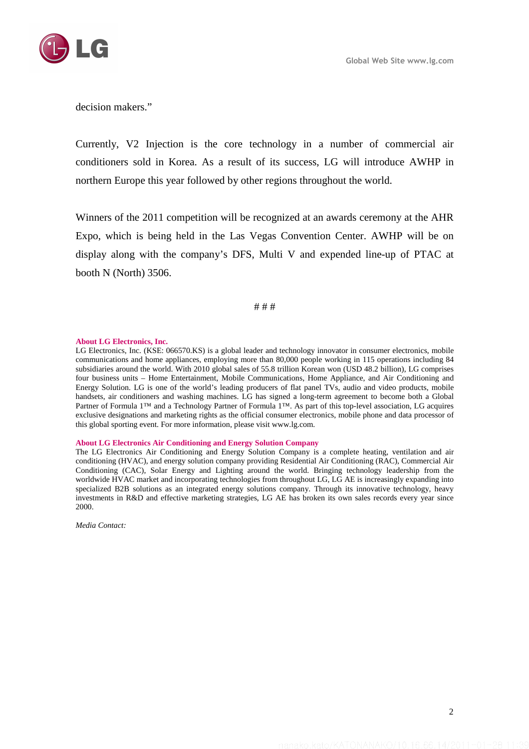decision makers."

Currently, V2 Injection is the core technology in a number of commercial air conditioners sold in Korea. As a result of its success, LG will introduce AWHP in northern Europe this year followed by other regions throughout the world.

Winners of the 2011 competition will be recognized at an awards ceremony at the AHR Expo, which is being held in the Las Vegas Convention Center. AWHP will be on display along with the company's DFS, Multi V and expended line-up of PTAC at booth N (North) 3506.

# # #

**About LG Electronics, Inc.**

LG Electronics, Inc. (KSE: 066570.KS) is a global leader and technology innovator in consumer electronics, mobile communications and home appliances, employing more than 80,000 people working in 115 operations including 84 subsidiaries around the world. With 2010 global sales of 55.8 trillion Korean won (USD 48.2 billion), LG comprises four business units – Home Entertainment, Mobile Communications, Home Appliance, and Air Conditioning and Energy Solution. LG is one of the world's leading producers of flat panel TVs, audio and video products, mobile handsets, air conditioners and washing machines. LG has signed a long-term agreement to become both a Global Partner of Formula 1™ and a Technology Partner of Formula 1™. As part of this top-level association, LG acquires exclusive designations and marketing rights as the official consumer electronics, mobile phone and data processor of this global sporting event. For more information, please visit www.lg.com.

**About LG Electronics Air Conditioning and Energy Solution Company**

The LG Electronics Air Conditioning and Energy Solution Company is a complete heating, ventilation and air conditioning (HVAC), and energy solution company providing Residential Air Conditioning (RAC), Commercial Air Conditioning (CAC), Solar Energy and Lighting around the world. Bringing technology leadership from the worldwide HVAC market and incorporating technologies from throughout LG, LG AE is increasingly expanding into specialized B2B solutions as an integrated energy solutions company. Through its innovative technology, heavy investments in R&D and effective marketing strategies, LG AE has broken its own sales records every year since 2000.

*Media Contact:*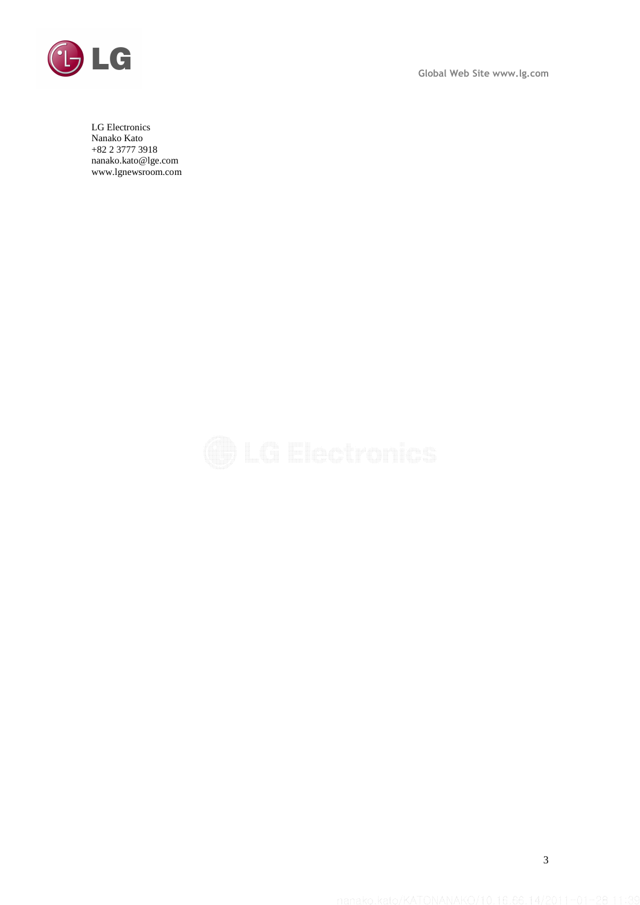LG Electronics
Nanako Kato
+82 2 3777 3918
nanako.kato@lge.com
www.lgnewsroom.com